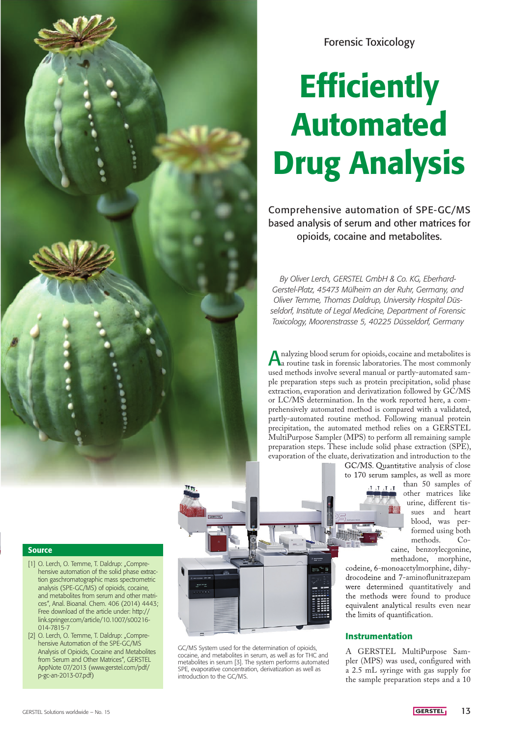Forensic Toxicology

# Efficiently Automated Drug Analysis

Comprehensive automation of SPE-GC/MS based analysis of serum and other matrices for opioids, cocaine and metabolites.

*By Oliver Lerch, GERSTEL GmbH & Co. KG, Eberhard-Gerstel-Platz, 45473 Mülheim an der Ruhr, Germany, and Oliver Temme, Thomas Daldrup, University Hospital Düsseldorf, Institute of Legal Medicine, Department of Forensic Toxicology, Moorenstrasse 5, 40225 Düsseldorf, Germany*

Analyzing blood serum for opioids, cocaine and metabolites is a routine task in forensic laboratories. The most commonly used methods involve several manual or partly-automated sample preparation steps such as protein precipitation, solid phase extraction, evaporation and derivatization followed by GC/MS or LC/MS determination. In the work reported here, a comprehensively automated method is compared with a validated, partly-automated routine method. Following manual protein precipitation, the automated method relies on a GERSTEL MultiPurpose Sampler (MPS) to perform all remaining sample preparation steps. These include solid phase extraction (SPE), evaporation of the eluate, derivatization and introduction to the GC/MS. Quantitative analysis of close to 170 serum samples, as well as more than 50 samples of other matrices like urine, different tissues and heart blood, was performed using both methods. Cocaine, benzoylecgonine, methadone, morphine, codeine, 6-monoacetylmorphine, dihydrocodeine and 7-aminoflunitrazepam were determined quantitatively and the methods were found to produce equivalent analytical results even near the limits of quantification.

GC/MS System used for the determination of opioids, cocaine, and metabolites in serum, as well as for THC and metabolites in serum [3]. The system performs automated SPE, evaporative concentration, derivatization as well as introduction to the GC/MS.

## Instrumentation

A GERSTEL MultiPurpose Sampler (MPS) was used, configured with a 2.5 mL syringe with gas supply for the sample preparation steps and a 10

**Source**

- [1] O. Lerch, O. Temme, T. Daldrup: „Comprehensive automation of the solid phase extraction gaschromatographic mass spectrometric analysis (SPE-GC/MS) of opioids, cocaine, and metabolites from serum and other matrices", Anal. Bioanal. Chem. 406 (2014) 4443; Free download of the article under: http://link.springer.com/article/10.1007/s00216-014-7815-7
- [2] O. Lerch, O. Temme, T. Daldrup: „Comprehensive Automation of the SPE-GC/MS Analysis of Opioids, Cocaine and Metabolites from Serum and Other Matrices", GERSTEL AppNote 07/2013 (www.gerstel.com/pdf/p-gc-an-2013-07.pdf)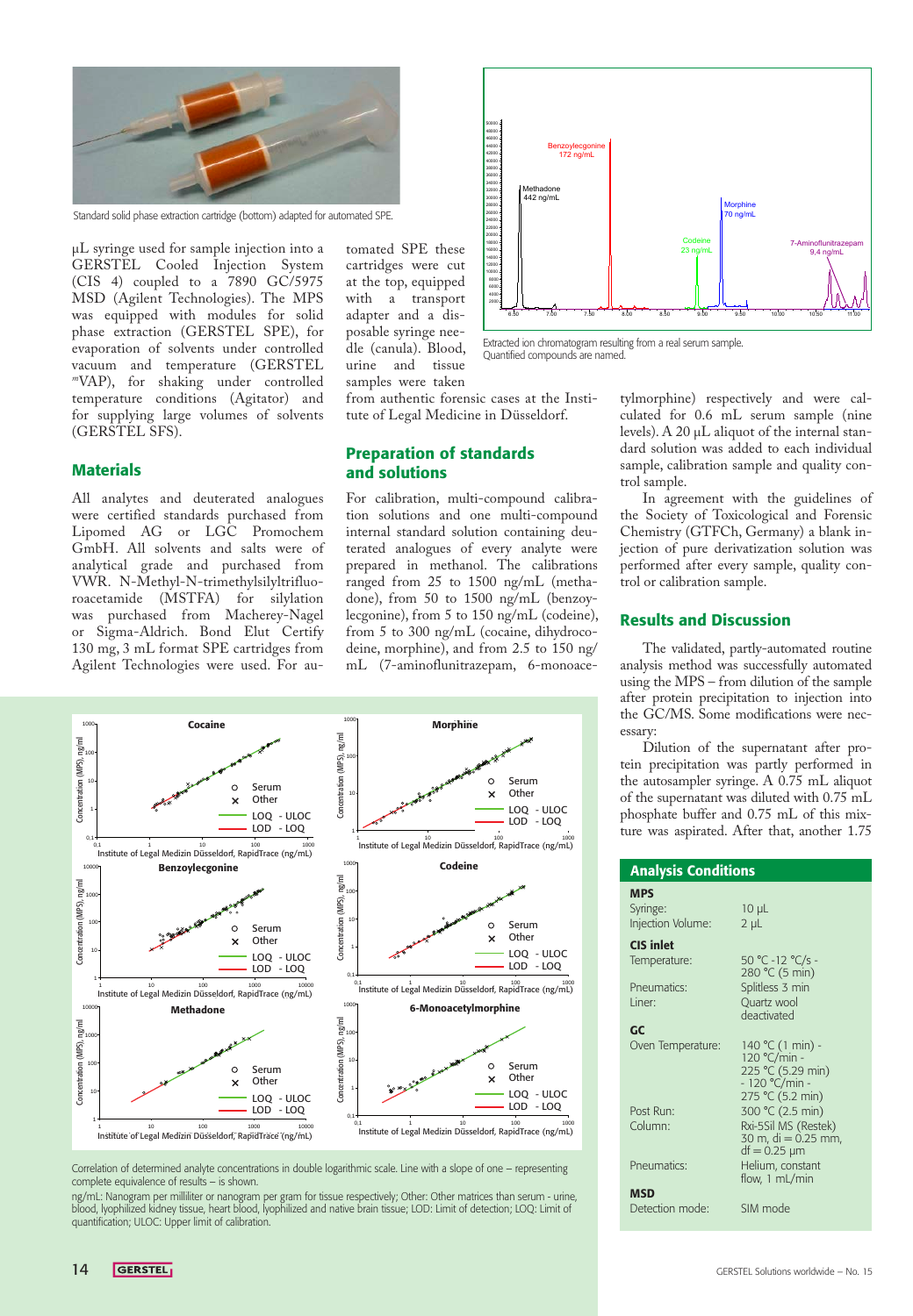Standard solid phase extraction cartridge (bottom) adapted for automated SPE.

Extracted ion chromatogram resulting from a real serum sample. Quantified compounds are named.

µL syringe used for sample injection into a GERSTEL Cooled Injection System (CIS 4) coupled to a 7890 GC/5975 MSD (Agilent Technologies). The MPS was equipped with modules for solid phase extraction (GERSTEL SPE), for evaporation of solvents under controlled vacuum and temperature (GERSTEL mVAP), for shaking under controlled temperature conditions (Agitator) and for supplying large volumes of solvents (GERSTEL SFS).

## Materials

All analytes and deuterated analogues were certified standards purchased from Lipomed AG or LGC Promochem GmbH. All solvents and salts were of analytical grade and purchased from VWR. N-Methyl-N-trimethylsilyltrifluoroacetamide (MSTFA) for silylation was purchased from Macherey-Nagel or Sigma-Aldrich. Bond Elut Certify 130 mg, 3 mL format SPE cartridges from Agilent Technologies were used. For automated SPE these cartridges were cut at the top, equipped with a transport adapter and a disposable syringe needle (canula). Blood, urine and tissue samples were taken from authentic forensic cases at the Institute of Legal Medicine in Düsseldorf.

## Preparation of standards and solutions

For calibration, multi-compound calibration solutions and one multi-compound internal standard solution containing deuterated analogues of every analyte were prepared in methanol. The calibrations ranged from 25 to 1500 ng/mL (methadone), from 50 to 1500 ng/mL (benzoylecgonine), from 5 to 150 ng/mL (codeine), from 5 to 300 ng/mL (cocaine, dihydrocodeine, morphine), and from 2.5 to 150 ng/mL (7-aminoflunitrazepam, 6-monoacetylmorphine) respectively and were calculated for 0.6 mL serum sample (nine levels). A 20 µL aliquot of the internal standard solution was added to each individual sample, calibration sample and quality control sample.

In agreement with the guidelines of the Society of Toxicological and Forensic Chemistry (GTFCh, Germany) a blank injection of pure derivatization solution was performed after every sample, quality control or calibration sample.

## Results and Discussion

The validated, partly-automated routine analysis method was successfully automated using the MPS – from dilution of the sample after protein precipitation to injection into the GC/MS. Some modifications were necessary:

Dilution of the supernatant after protein precipitation was partly performed in the autosampler syringe. A 0.75 mL aliquot of the supernatant was diluted with 0.75 mL of phosphate buffer and 0.75 mL of this mixture was aspirated. After that, another 1.75

Correlation of determined analyte concentrations in double logarithmic scale. Line with a slope of one – representing complete equivalence of results – is shown.

ng/mL: Nanogram per milliliter or nanogram per gram for tissue respectively; Other: Other matrices than serum - urine, blood, lyophilized kidney tissue, heart blood, lyophilized and native brain tissue; LOD: Limit of detection; LOQ: Limit of quantification; ULOC: Upper limit of calibration.

## Analysis Conditions

| | |
|---|---|
| **MPS** | |
| Syringe: | 10 µL |
| Injection Volume: | 2 µL |
| **CIS inlet** | |
| Temperature: | 50 °C -12 °C/s - 280 °C (5 min) |
| Pneumatics: | Splitless 3 min |
| Liner: | Quartz wool deactivated |
| **GC** | |
| Oven Temperature: | 140 °C (1 min) - 120 °C/min - 225 °C (5.29 min) - 120 °C/min - 275 °C (5.2 min) |
| Post Run: | 300 °C (2.5 min) |
| Column: | Rxi-5Sil MS (Restek) 30 m, di = 0.25 mm, df = 0.25 µm |
| Pneumatics: | Helium, constant flow, 1 mL/min |
| **MSD** | |
| Detection mode: | SIM mode |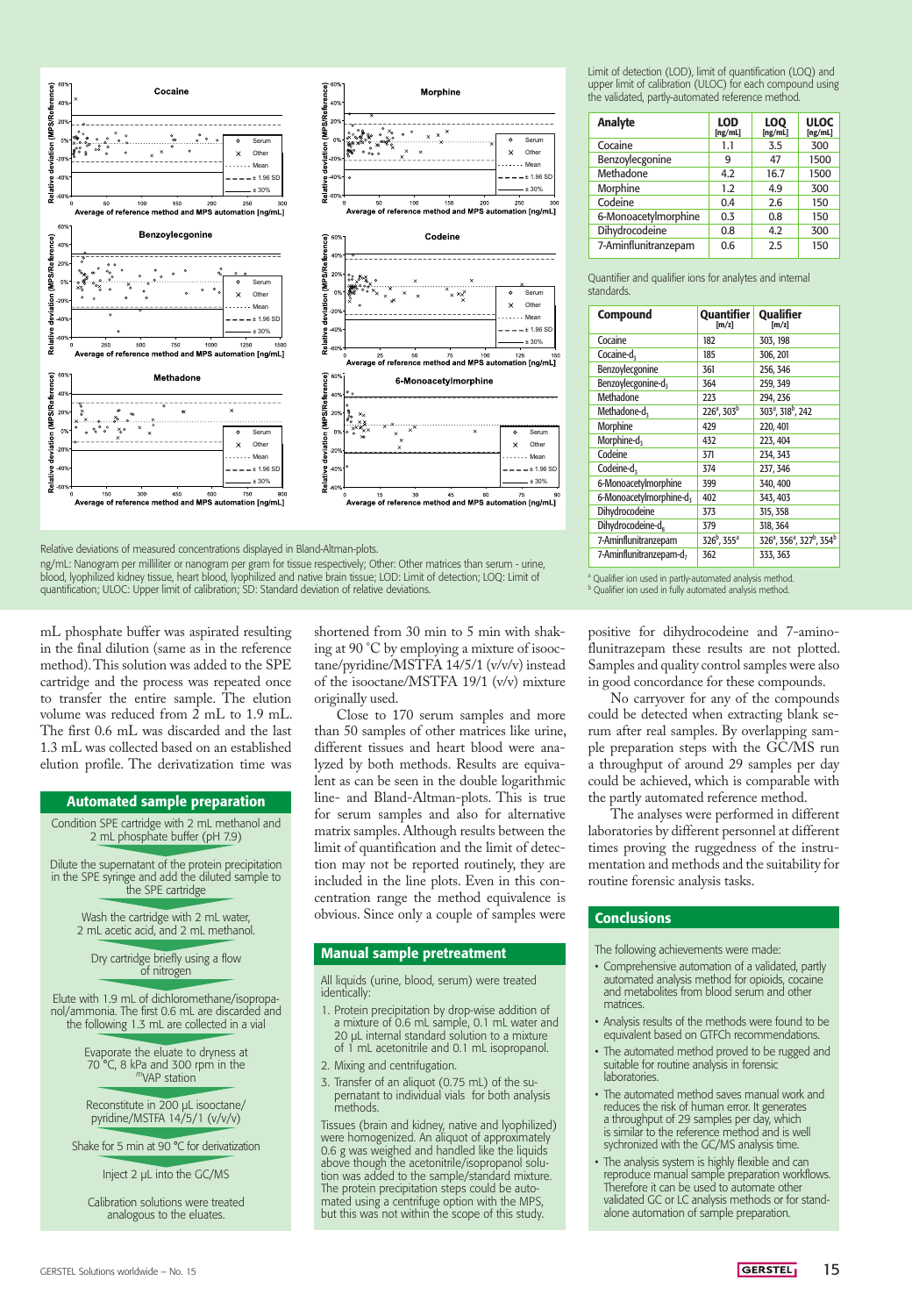Cocaine

Relative deviation (MPS/Reference)

60% 40% 20% 0% -20% -40% -60%

0 50 100 150 200 250 300

Average of reference method and MPS automation [ng/mL]

Serum
Other
Mean
± 1.96 SD
± 30%

Morphine

Relative deviation (MPS/Reference)

60% 40% 20% 0% -20% -40% -60%

0 50 100 150 200 250 300

Average of reference method and MPS automation [ng/mL]

Serum
Other
Mean
± 1.96 SD
± 30%

Benzoylecgonine

Relative deviation (MPS/Reference)

60% 40% 20% 0% -20% -40% -60%

0 250 500 750 1000 1250 1500

Average of reference method and MPS automation [ng/mL]

Serum
Other
Mean
± 1.96 SD
± 30%

Codeine

Relative deviation (MPS/Reference)

60% 40% 20% 0% -20% -40% -60%

0 25 50 75 100 125 150

Average of reference method and MPS automation [ng/mL]

Serum
Other
Mean
± 1.96 SD
± 30%

Methadone

Relative deviation (MPS/Reference)

60% 40% 20% 0% -20% -40% -60%

0 150 300 450 600 750 900

Average of reference method and MPS automation [ng/mL]

Serum
Other
Mean
± 1.96 SD
± 30%

6-Monoacetylmorphine

Relative deviation (MPS/Reference)

60% 40% 20% 0% -20% -40% -60%

0 15 30 45 60 75 90

Average of reference method and MPS automation [ng/mL]

Serum
Other
Mean
± 1.96 SD
± 30%

Relative deviations of measured concentrations displayed in Bland-Altman-plots.

ng/mL: Nanogram per milliliter or nanogram per gram for tissue respectively; Other: Other matrices than serum - urine, blood, lyophilized kidney tissue, heart blood, lyophilized and native brain tissue; LOD: Limit of detection; LOQ: Limit of quantification; ULOC: Upper limit of calibration; SD: Standard deviation of relative deviations.

Limit of detection (LOD), limit of quantification (LOQ) and upper limit of calibration (ULOC) for each compound using the validated, partly-automated reference method.

| Analyte | LOD [ng/mL] | LOQ [ng/mL] | ULOC [ng/mL] |
|---|---|---|---|
| Cocaine | 1.1 | 3.5 | 300 |
| Benzoylecgonine | 9 | 47 | 1500 |
| Methadone | 4.2 | 16.7 | 1500 |
| Morphine | 1.2 | 4.9 | 300 |
| Codeine | 0.4 | 2.6 | 150 |
| 6-Monoacetylmorphine | 0.3 | 0.8 | 150 |
| Dihydrocodeine | 0.8 | 4.2 | 300 |
| 7-Aminflunitranzepam | 0.6 | 2.5 | 150 |

Quantifier and qualifier ions for analytes and internal standards.

| Compound | Quantifier [m/z] | Qualifier [m/z] |
|---|---|---|
| Cocaine | 182 | 303, 198 |
| Cocaine-$d_3$ | 185 | 306, 201 |
| Benzoylecgonine | 361 | 256, 346 |
| Benzoylecgonine-$d_3$ | 364 | 259, 349 |
| Methadone | 223 | 294, 236 |
| Methadone-$d_3$ | 226[a], 303[b] | 303[a], 318[b], 242 |
| Morphine | 429 | 220, 401 |
| Morphine-$d_3$ | 432 | 223, 404 |
| Codeine | 371 | 234, 343 |
| Codeine-$d_3$ | 374 | 237, 346 |
| 6-Monoacetylmorphine | 399 | 340, 400 |
| 6-Monoacetylmorphine-$d_3$ | 402 | 343, 403 |
| Dihydrocodeine | 373 | 315, 358 |
| Dihydrocodeine-$d_6$ | 379 | 318, 364 |
| 7-Aminflunitrazepam | 326[b], 355[a] | 326[a], 356[a], 327[b], 354[b] |
| 7-Aminflunitrazepam-$d_7$ | 362 | 333, 363 |

[a] Qualifier ion used in partly-automated analysis method.
[b] Qualifier ion used in fully automated analysis method.

mL phosphate buffer was aspirated resulting in the final dilution (same as in the reference method). This solution was added to the SPE cartridge and the process was repeated once to transfer the entire sample. The elution volume was reduced from 2 mL to 1.9 mL. The first 0.6 mL was discarded and the last 1.3 mL was collected based on an established elution profile. The derivatization time was shortened from 30 min to 5 min with shaking at 90 °C by employing a mixture of isooctane/pyridine/MSTFA 14/5/1 (v/v/v) instead of the isooctane/MSTFA 19/1 (v/v) mixture originally used.

Close to 170 serum samples and more than 50 samples of other matrices like urine, different tissues and heart blood were analyzed by both methods. Results are equivalent as can be seen in the double logarithmic line- and Bland-Altman-plots. This is true for serum samples and also for alternative matrix samples. Although results between the limit of quantification and the limit of detection may not be reported routinely, they are included in the line plots. Even in this concentration range the method equivalence is obvious. Since only a couple of samples were positive for dihydrocodeine and 7-aminoflunitrazepam these results are not plotted. Samples and quality control samples were also in good concordance for these compounds.

No carryover for any of the compounds could be detected when extracting blank serum after real samples. By overlapping sample preparation steps with the GC/MS run a throughput of around 29 samples per day could be achieved, which is comparable with the partly automated reference method.

The analyses were performed in different laboratories by different personnel at different times proving the ruggedness of the instruments and methods and the suitability for routine forensic analysis tasks.

## Automated sample preparation

Condition SPE cartridge with 2 mL methanol and 2 mL phosphate buffer (pH 7.9)

Dilute the supernatant of the protein precipitation in the SPE syringe and add the diluted sample to the SPE cartridge

Wash the cartridge with 2 mL water, 2 mL acetic acid, and 2 mL methanol.

Dry cartridge briefly using a flow of nitrogen

Elute with 1.9 mL of dichloromethane/isopropanol/ammonia. The first 0.6 mL are discarded and the following 1.3 mL are collected in a vial

Evaporate the eluate to dryness at 70 °C, 8 kPa and 300 rpm in the mVAP station

Reconstitute in 200 µL isooctane/pyridine/MSTFA 14/5/1 (v/v/v)

Shake for 5 min at 90 °C for derivatization

Inject 2 µL into the GC/MS

Calibration solutions were treated analogous to the eluates.

## Manual sample pretreatment

All liquids (urine, blood, serum) were treated identically:

1. Protein precipitation by drop-wise addition of a mixture of 0.6 mL sample, 0.1 mL water and 20 µL internal standard solution to a mixture of 1 mL acetonitrile and 0.1 mL isopropanol.
2. Mixing and centrifugation.
3. Transfer of an aliquot (0.75 mL) of the supernatant to individual vials for both analysis methods.

Tissues (brain and kidney, native and lyophilized) were homogenized. An aliquot of approximately 0.6 g was weighed and handled like the liquids above though the acetonitrile/isopropanol solution was added to the sample/standard mixture. The protein precipitation steps could be automated using a centrifuge option with the MPS, but this was not within the scope of this study.

## Conclusions

The following achievements were made:

- Comprehensive automation of a validated, partly automated analysis method for opioids, cocaine and metabolites from blood serum and other matrices.
- Analysis results of the methods were found to be equivalent based on GTFCh recommendations.
- The automated method proved to be rugged and suitable for routine analysis in forensic laboratories.
- The automated method saves manual work and reduces the risk of human error. It generates a throughput of 29 samples per day, which is similar to the reference method and is well sychronized with the GC/MS analysis time.
- The analysis system is highly flexible and can reproduce manual sample preparation workflows. Therefore it can be used to automate other validated GC or LC analysis methods or for standalone automation of sample preparation.